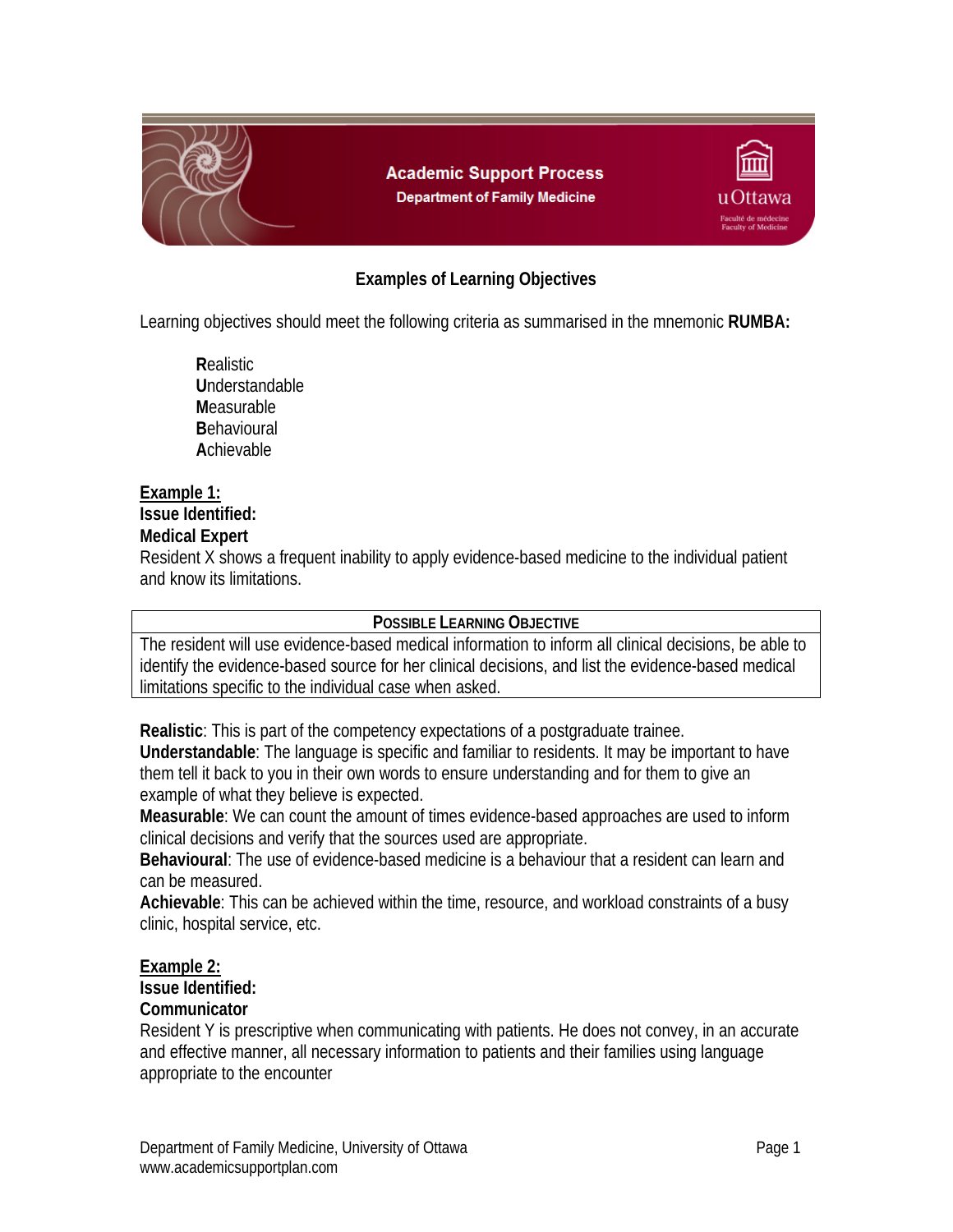# Academic Support Process

## Department of Family Medicine

### Examples of Learning Objectives

Learning objectives should meet the following criteria as summarised in the mnemonic **RUMBA:**

**R**ealistic
**U**nderstandable
**M**easurable
**B**ehavioural
**A**chievable

**Example 1:**
**Issue Identified:**
**Medical Expert**
Resident X shows a frequent inability to apply evidence-based medicine to the individual patient and know its limitations.

| POSSIBLE LEARNING OBJECTIVE |
| --- |
| The resident will use evidence-based medical information to inform all clinical decisions, be able to identify the evidence-based source for her clinical decisions, and list the evidence-based medical limitations specific to the individual case when asked. |

**Realistic**: This is part of the competency expectations of a postgraduate trainee.
**Understandable**: The language is specific and familiar to residents. It may be important to have them tell it back to you in their own words to ensure understanding and for them to give an example of what they believe is expected.
**Measurable**: We can count the amount of times evidence-based approaches are used to inform clinical decisions and verify that the sources used are appropriate.
**Behavioural**: The use of evidence-based medicine is a behaviour that a resident can learn and can be measured.
**Achievable**: This can be achieved within the time, resource, and workload constraints of a busy clinic, hospital service, etc.

**Example 2:**
**Issue Identified:**
**Communicator**
Resident Y is prescriptive when communicating with patients. He does not convey, in an accurate and effective manner, all necessary information to patients and their families using language appropriate to the encounter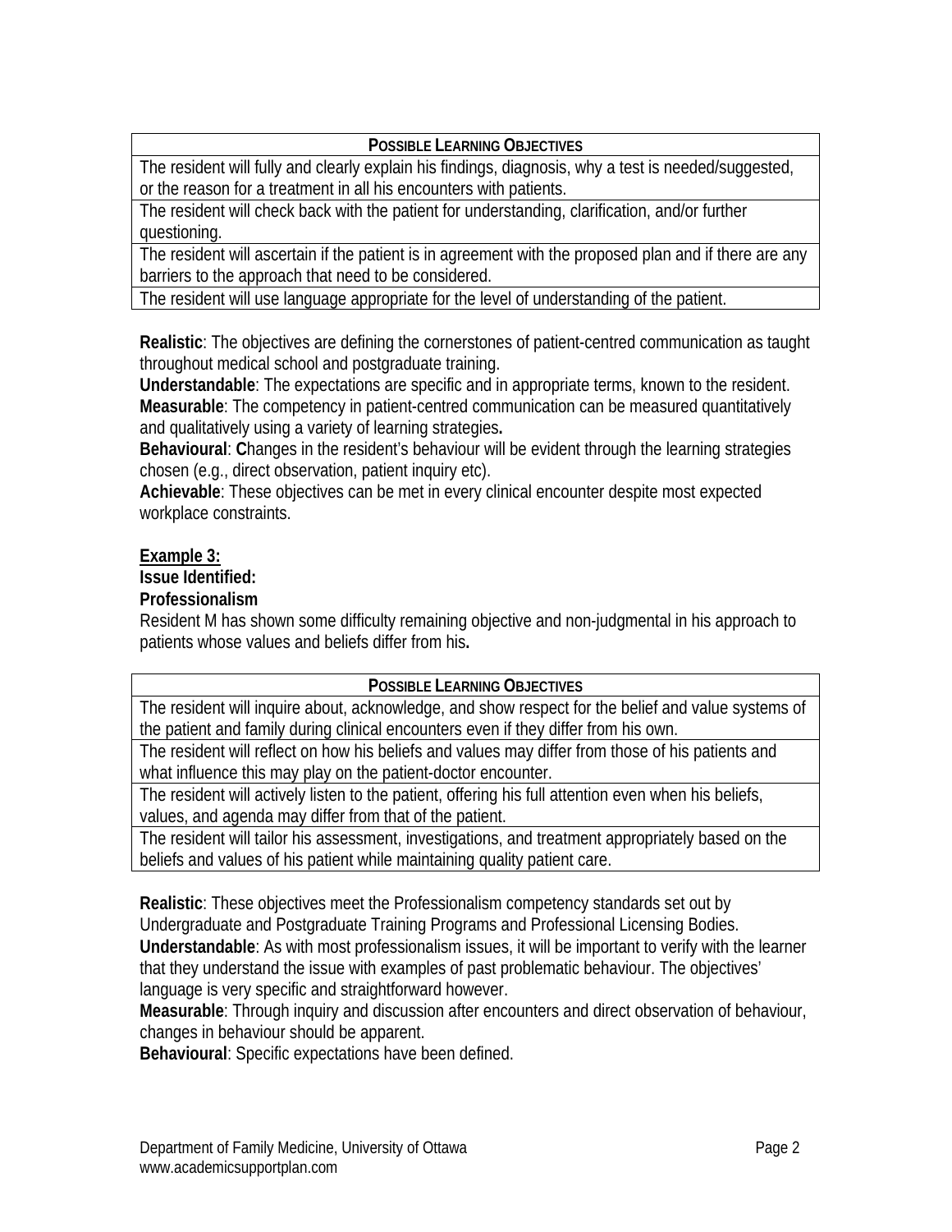| **POSSIBLE LEARNING OBJECTIVES** |
|---|
| The resident will fully and clearly explain his findings, diagnosis, why a test is needed/suggested, or the reason for a treatment in all his encounters with patients. |
| The resident will check back with the patient for understanding, clarification, and/or further questioning. |
| The resident will ascertain if the patient is in agreement with the proposed plan and if there are any barriers to the approach that need to be considered. |
| The resident will use language appropriate for the level of understanding of the patient. |

**Realistic**: The objectives are defining the cornerstones of patient-centred communication as taught throughout medical school and postgraduate training.
**Understandable**: The expectations are specific and in appropriate terms, known to the resident.
**Measurable**: The competency in patient-centred communication can be measured quantitatively and qualitatively using a variety of learning strategies**.**
**Behavioural**: **C**hanges in the resident's behaviour will be evident through the learning strategies chosen (e.g., direct observation, patient inquiry etc).
**Achievable**: These objectives can be met in every clinical encounter despite most expected workplace constraints.

**Example 3:**
**Issue Identified:**
**Professionalism**
Resident M has shown some difficulty remaining objective and non-judgmental in his approach to patients whose values and beliefs differ from his**.**

| **POSSIBLE LEARNING OBJECTIVES** |
|---|
| The resident will inquire about, acknowledge, and show respect for the belief and value systems of the patient and family during clinical encounters even if they differ from his own. |
| The resident will reflect on how his beliefs and values may differ from those of his patients and what influence this may play on the patient-doctor encounter. |
| The resident will actively listen to the patient, offering his full attention even when his beliefs, values, and agenda may differ from that of the patient. |
| The resident will tailor his assessment, investigations, and treatment appropriately based on the beliefs and values of his patient while maintaining quality patient care. |

**Realistic**: These objectives meet the Professionalism competency standards set out by Undergraduate and Postgraduate Training Programs and Professional Licensing Bodies.
**Understandable**: As with most professionalism issues, it will be important to verify with the learner that they understand the issue with examples of past problematic behaviour. The objectives' language is very specific and straightforward however.
**Measurable**: Through inquiry and discussion after encounters and direct observation of behaviour, changes in behaviour should be apparent.
**Behavioural**: Specific expectations have been defined.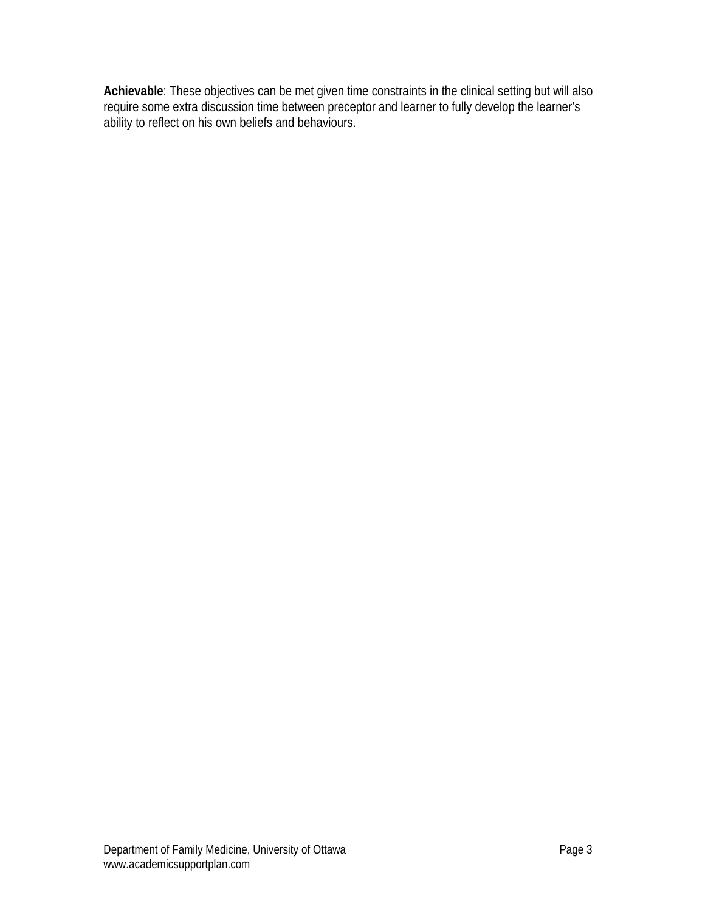**Achievable**: These objectives can be met given time constraints in the clinical setting but will also require some extra discussion time between preceptor and learner to fully develop the learner's ability to reflect on his own beliefs and behaviours.